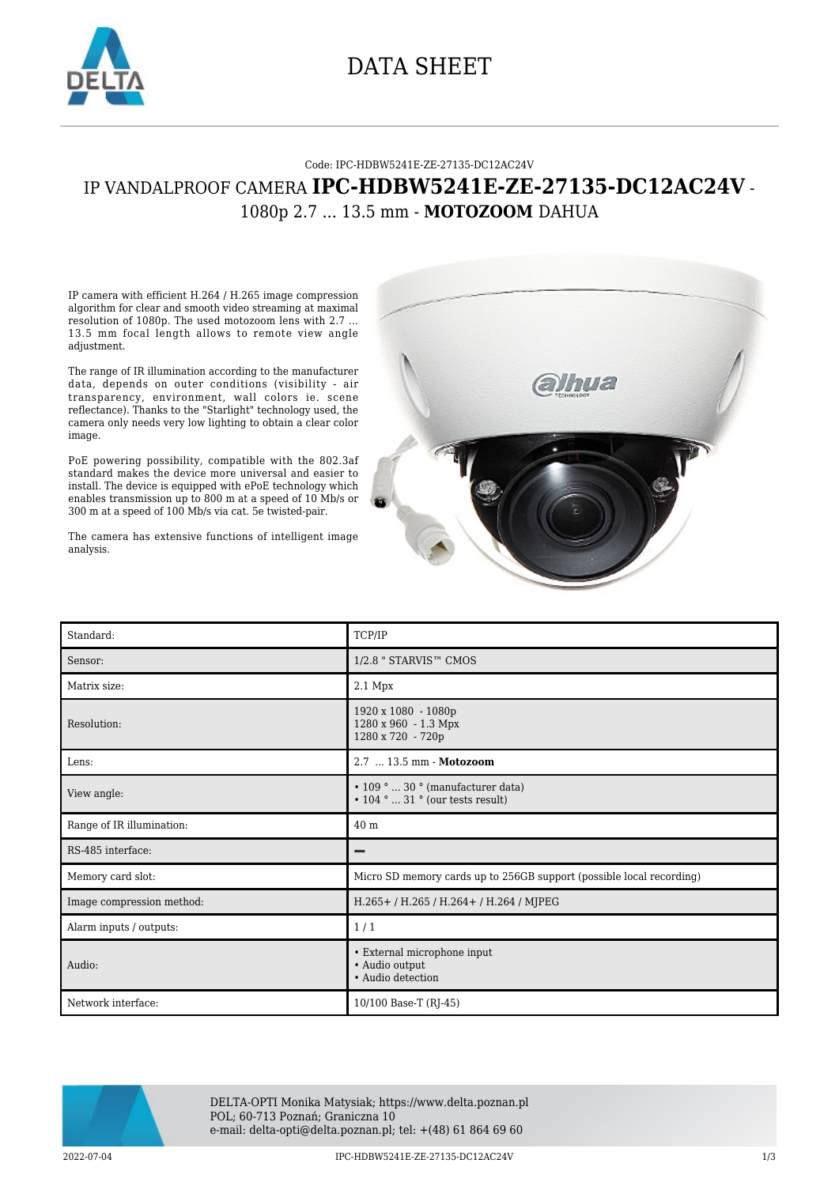# DATA SHEET

Code: IPC-HDBW5241E-ZE-27135-DC12AC24V

## IP VANDALPROOF CAMERA **IPC-HDBW5241E-ZE-27135-DC12AC24V** - 1080p 2.7 ... 13.5 mm - **MOTOZOOM** DAHUA

IP camera with efficient H.264 / H.265 image compression algorithm for clear and smooth video streaming at maximal resolution of 1080p. The used motozoom lens with 2.7 ... 13.5 mm focal length allows to remote view angle adjustment.

The range of IR illumination according to the manufacturer data, depends on outer conditions (visibility - air transparency, environment, wall colors ie. scene reflectance). Thanks to the "Starlight" technology used, the camera only needs very low lighting to obtain a clear color image.

PoE powering possibility, compatible with the 802.3af standard makes the device more universal and easier to install. The device is equipped with ePoE technology which enables transmission up to 800 m at a speed of 10 Mb/s or 300 m at a speed of 100 Mb/s via cat. 5e twisted-pair.

The camera has extensive functions of intelligent image analysis.

| | |
|---|---|
| Standard: | TCP/IP |
| Sensor: | 1/2.8 " STARVIS™ CMOS |
| Matrix size: | 2.1 Mpx |
| Resolution: | 1920 x 1080 - 1080p<br>1280 x 960 - 1.3 Mpx<br>1280 x 720 - 720p |
| Lens: | 2.7 ... 13.5 mm - **Motozoom** |
| View angle: | • 109 ° ... 30 ° (manufacturer data)<br>• 104 ° ... 31 ° (our tests result) |
| Range of IR illumination: | 40 m |
| RS-485 interface: | – |
| Memory card slot: | Micro SD memory cards up to 256GB support (possible local recording) |
| Image compression method: | H.265+ / H.265 / H.264+ / H.264 / MJPEG |
| Alarm inputs / outputs: | 1 / 1 |
| Audio: | • External microphone input<br>• Audio output<br>• Audio detection |
| Network interface: | 10/100 Base-T (RJ-45) |

DELTA-OPTI Monika Matysiak; https://www.delta.poznan.pl
POL; 60-713 Poznań; Graniczna 10
e-mail: delta-opti@delta.poznan.pl; tel: +(48) 61 864 69 60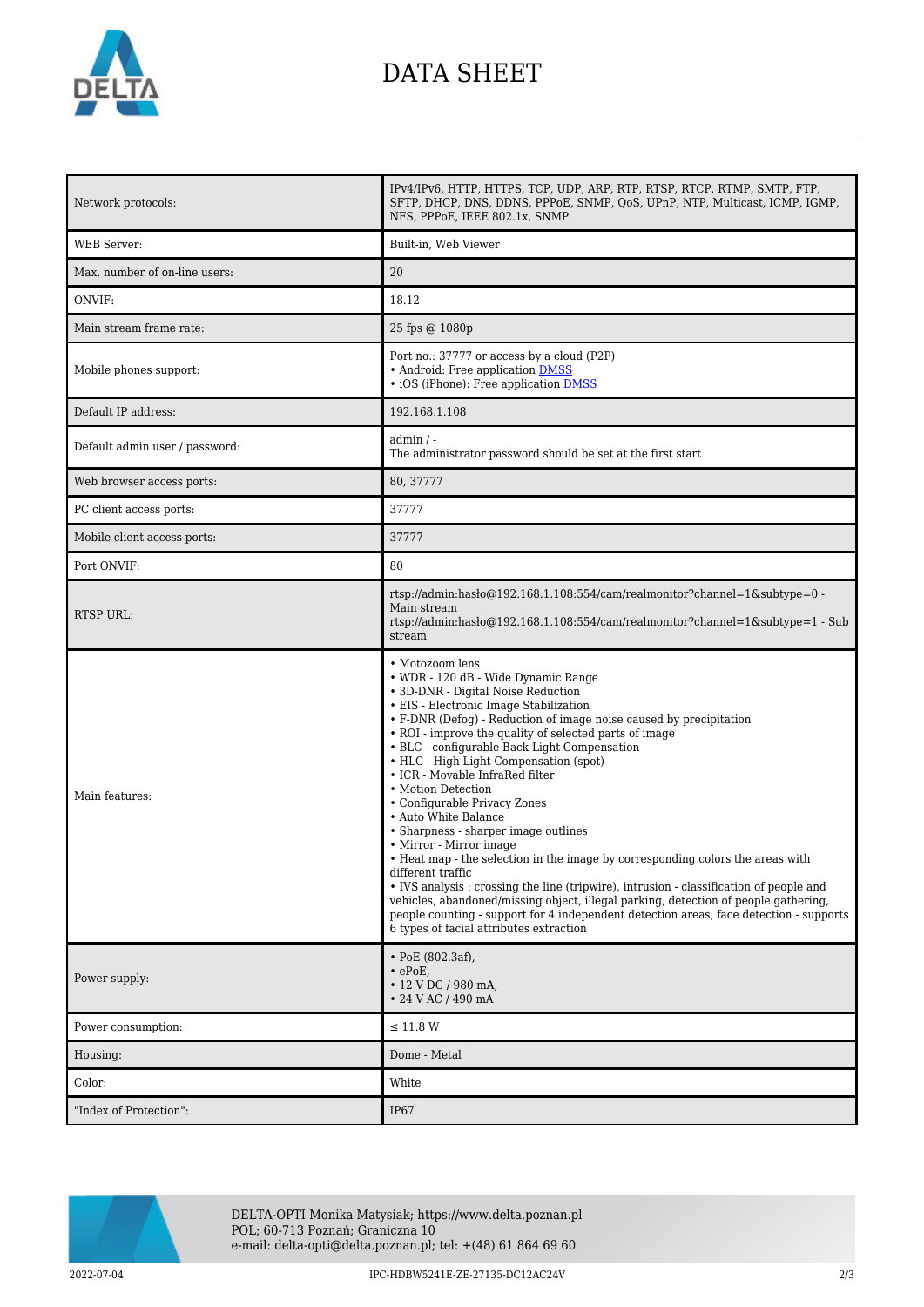# DATA SHEET

| | |
|---|---|
| Network protocols: | IPv4/IPv6, HTTP, HTTPS, TCP, UDP, ARP, RTP, RTSP, RTCP, RTMP, SMTP, FTP, SFTP, DHCP, DNS, DDNS, PPPoE, SNMP, QoS, UPnP, NTP, Multicast, ICMP, IGMP, NFS, PPPoE, IEEE 802.1x, SNMP |
| WEB Server: | Built-in, Web Viewer |
| Max. number of on-line users: | 20 |
| ONVIF: | 18.12 |
| Main stream frame rate: | 25 fps @ 1080p |
| Mobile phones support: | Port no.: 37777 or access by a cloud (P2P)<br>• Android: Free application DMSS<br>• iOS (iPhone): Free application DMSS |
| Default IP address: | 192.168.1.108 |
| Default admin user / password: | admin / -<br>The administrator password should be set at the first start |
| Web browser access ports: | 80, 37777 |
| PC client access ports: | 37777 |
| Mobile client access ports: | 37777 |
| Port ONVIF: | 80 |
| RTSP URL: | rtsp://admin:hasło@192.168.1.108:554/cam/realmonitor?channel=1&subtype=0 - Main stream<br>rtsp://admin:hasło@192.168.1.108:554/cam/realmonitor?channel=1&subtype=1 - Sub stream |
| Main features: | • Motozoom lens<br>• WDR - 120 dB - Wide Dynamic Range<br>• 3D-DNR - Digital Noise Reduction<br>• EIS - Electronic Image Stabilization<br>• F-DNR (Defog) - Reduction of image noise caused by precipitation<br>• ROI - improve the quality of selected parts of image<br>• BLC - configurable Back Light Compensation<br>• HLC - High Light Compensation (spot)<br>• ICR - Movable InfraRed filter<br>• Motion Detection<br>• Configurable Privacy Zones<br>• Auto White Balance<br>• Sharpness - sharper image outlines<br>• Mirror - Mirror image<br>• Heat map - the selection in the image by corresponding colors the areas with different traffic<br>• IVS analysis : crossing the line (tripwire), intrusion - classification of people and vehicles, abandoned/missing object, illegal parking, detection of people gathering, people counting - support for 4 independent detection areas, face detection - supports 6 types of facial attributes extraction |
| Power supply: | • PoE (802.3af),<br>• ePoE,<br>• 12 V DC / 980 mA,<br>• 24 V AC / 490 mA |
| Power consumption: | ≤ 11.8 W |
| Housing: | Dome - Metal |
| Color: | White |
| "Index of Protection": | IP67 |

DELTA-OPTI Monika Matysiak; https://www.delta.poznan.pl
POL; 60-713 Poznań; Graniczna 10
e-mail: delta-opti@delta.poznan.pl; tel: +(48) 61 864 69 60

2022-07-04 IPC-HDBW5241E-ZE-27135-DC12AC24V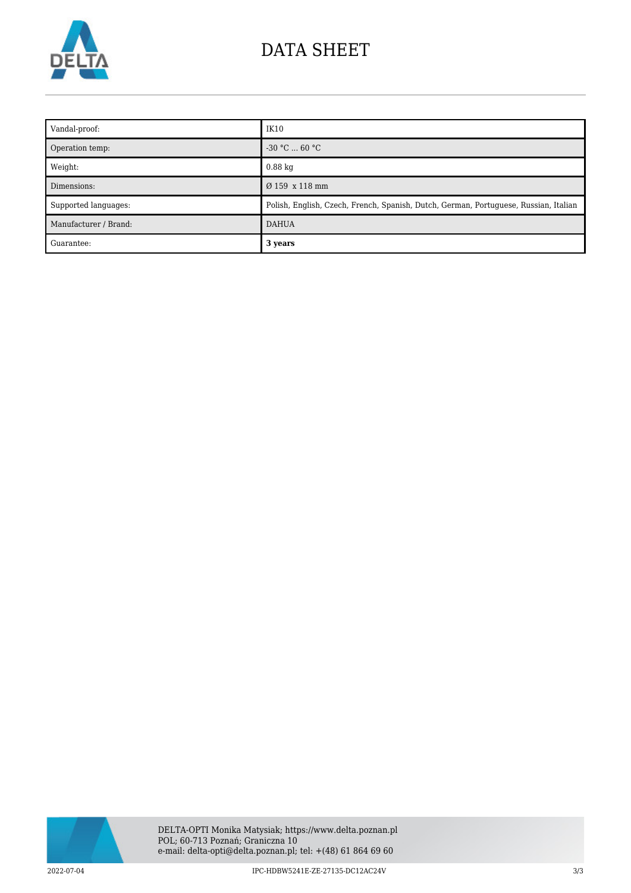# DATA SHEET

| | |
|---|---|
| Vandal-proof: | IK10 |
| Operation temp: | -30 °C ... 60 °C |
| Weight: | 0.88 kg |
| Dimensions: | Ø 159 x 118 mm |
| Supported languages: | Polish, English, Czech, French, Spanish, Dutch, German, Portuguese, Russian, Italian |
| Manufacturer / Brand: | DAHUA |
| Guarantee: | **3 years** |

DELTA-OPTI Monika Matysiak; https://www.delta.poznan.pl
POL; 60-713 Poznań; Graniczna 10
e-mail: delta-opti@delta.poznan.pl; tel: +(48) 61 864 69 60

2022-07-04 IPC-HDBW5241E-ZE-27135-DC12AC24V